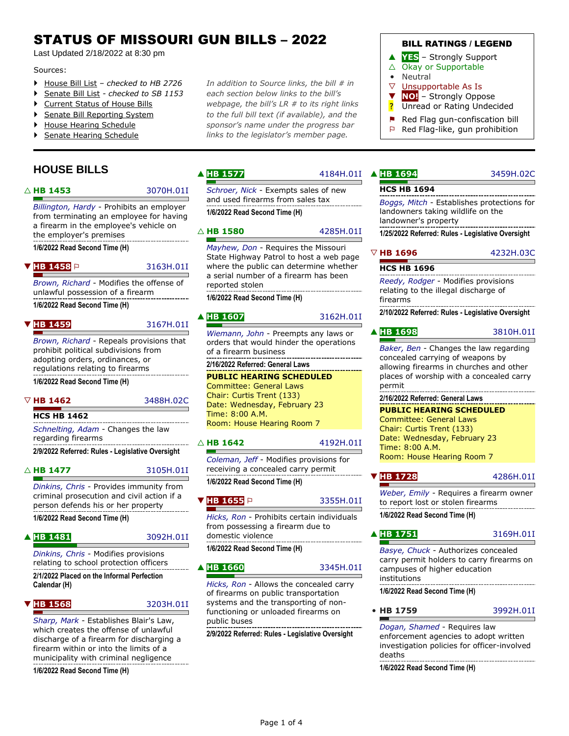# STATUS OF MISSOURI GUN BILLS – 2022

Last Updated 2/18/2022 at 8:30 pm

Sources:

- House Bill List – *checked to HB 2726*
- Senate Bill List - *checked to SB 1153*
- Current Status of House Bills
- Senate Bill Reporting System
- House Hearing Schedule
- Senate Hearing Schedule

*In addition to Source links, the bill # in each section below links to the bill's webpage, the bill's LR # to its right links to the full bill text (if available), and the sponsor's name under the progress bar links to the legislator's member page.*

**BILL RATINGS / LEGEND**

- ▲ **YES** – Strongly Support
- △ Okay or Supportable
- • Neutral
- ▽ Unsupportable As Is
- ▼ **NO!** – Strongly Oppose
- ? Unread or Rating Undecided
- ⚑ Red Flag gun-confiscation bill
- ⚐ Red Flag-like, gun prohibition

## HOUSE BILLS

### △ HB 1453 — 3070H.01I

*Billington, Hardy* - Prohibits an employer from terminating an employee for having a firearm in the employee's vehicle on the employer's premises

**1/6/2022 Read Second Time (H)**

### ▼ HB 1458 ⚐ — 3163H.01I

*Brown, Richard* - Modifies the offense of unlawful possession of a firearm

**1/6/2022 Read Second Time (H)**

### ▼ HB 1459 — 3167H.01I

*Brown, Richard* - Repeals provisions that prohibit political subdivisions from adopting orders, ordinances, or regulations relating to firearms

**1/6/2022 Read Second Time (H)**

### ▽ HB 1462 — 3488H.02C

**HCS HB 1462**

*Schnelting, Adam* - Changes the law regarding firearms

**2/9/2022 Referred: Rules - Legislative Oversight**

### △ HB 1477 — 3105H.01I

*Dinkins, Chris* - Provides immunity from criminal prosecution and civil action if a person defends his or her property

**1/6/2022 Read Second Time (H)**

### ▲ HB 1481 — 3092H.01I

*Dinkins, Chris* - Modifies provisions relating to school protection officers

**2/1/2022 Placed on the Informal Perfection Calendar (H)**

### ▼ HB 1568 — 3203H.01I

*Sharp, Mark* - Establishes Blair's Law, which creates the offense of unlawful discharge of a firearm for discharging a firearm within or into the limits of a municipality with criminal negligence

**1/6/2022 Read Second Time (H)**

### ▲ HB 1577 — 4184H.01I

*Schroer, Nick* - Exempts sales of new and used firearms from sales tax

**1/6/2022 Read Second Time (H)**

### △ HB 1580 — 4285H.01I

*Mayhew, Don* - Requires the Missouri State Highway Patrol to host a web page where the public can determine whether a serial number of a firearm has been reported stolen

**1/6/2022 Read Second Time (H)**

### ▲ HB 1607 — 3162H.01I

*Wiemann, John* - Preempts any laws or orders that would hinder the operations of a firearm business

**2/16/2022 Referred: General Laws**

**PUBLIC HEARING SCHEDULED**
Committee: General Laws
Chair: Curtis Trent (133)
Date: Wednesday, February 23
Time: 8:00 A.M.
Room: House Hearing Room 7

### △ HB 1642 — 4192H.01I

*Coleman, Jeff* - Modifies provisions for receiving a concealed carry permit

**1/6/2022 Read Second Time (H)**

### ▼ HB 1655 ⚐ — 3355H.01I

*Hicks, Ron* - Prohibits certain individuals from possessing a firearm due to domestic violence

**1/6/2022 Read Second Time (H)**

### ▲ HB 1660 — 3345H.01I

*Hicks, Ron* - Allows the concealed carry of firearms on public transportation systems and the transporting of non-functioning or unloaded firearms on public buses

**2/9/2022 Referred: Rules - Legislative Oversight**

### ▲ HB 1694 — 3459H.02C

**HCS HB 1694**

*Boggs, Mitch* - Establishes protections for landowners taking wildlife on the landowner's property

**1/25/2022 Referred: Rules - Legislative Oversight**

### ▽ HB 1696 — 4232H.03C

**HCS HB 1696**

*Reedy, Rodger* - Modifies provisions relating to the illegal discharge of firearms

**2/10/2022 Referred: Rules - Legislative Oversight**

### ▲ HB 1698 — 3810H.01I

*Baker, Ben* - Changes the law regarding concealed carrying of weapons by allowing firearms in churches and other places of worship with a concealed carry permit

**2/16/2022 Referred: General Laws**

**PUBLIC HEARING SCHEDULED**
Committee: General Laws
Chair: Curtis Trent (133)
Date: Wednesday, February 23
Time: 8:00 A.M.
Room: House Hearing Room 7

### ▼ HB 1728 — 4286H.01I

*Weber, Emily* - Requires a firearm owner to report lost or stolen firearms

**1/6/2022 Read Second Time (H)**

### ▲ HB 1751 — 3169H.01I

*Basye, Chuck* - Authorizes concealed carry permit holders to carry firearms on campuses of higher education institutions

**1/6/2022 Read Second Time (H)**

### • HB 1759 — 3992H.01I

*Dogan, Shamed* - Requires law enforcement agencies to adopt written investigation policies for officer-involved deaths

**1/6/2022 Read Second Time (H)**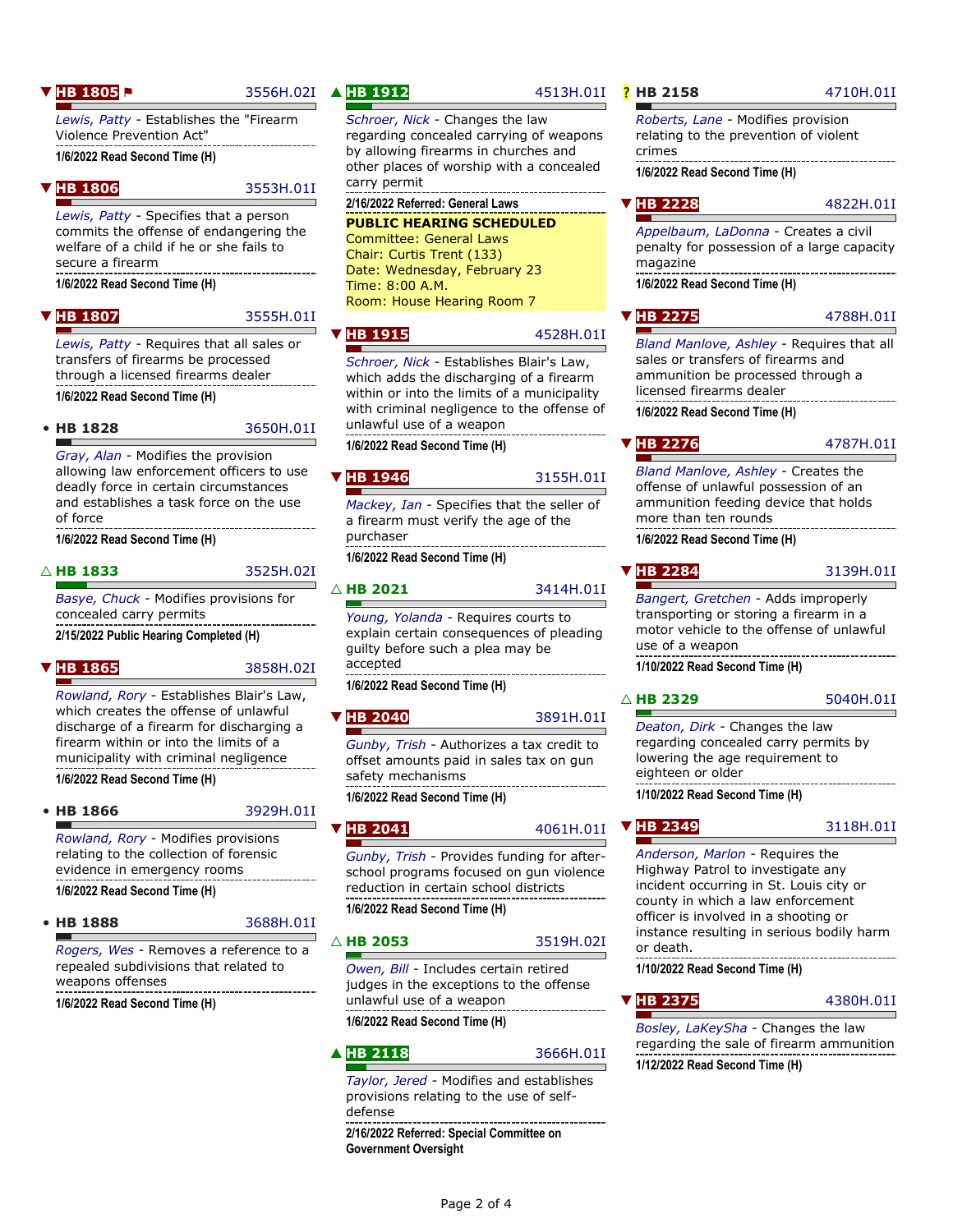▼ **HB 1805** ⚑ 3556H.02I

*Lewis, Patty* - Establishes the "Firearm Violence Prevention Act"

**1/6/2022 Read Second Time (H)**

▼ **HB 1806** 3553H.01I

*Lewis, Patty* - Specifies that a person commits the offense of endangering the welfare of a child if he or she fails to secure a firearm

**1/6/2022 Read Second Time (H)**

▼ **HB 1807** 3555H.01I

*Lewis, Patty* - Requires that all sales or transfers of firearms be processed through a licensed firearms dealer

**1/6/2022 Read Second Time (H)**

• **HB 1828** 3650H.01I

*Gray, Alan* - Modifies the provision allowing law enforcement officers to use deadly force in certain circumstances and establishes a task force on the use of force

**1/6/2022 Read Second Time (H)**

△ **HB 1833** 3525H.02I

*Basye, Chuck* - Modifies provisions for concealed carry permits

**2/15/2022 Public Hearing Completed (H)**

▼ **HB 1865** 3858H.02I

*Rowland, Rory* - Establishes Blair's Law, which creates the offense of unlawful discharge of a firearm for discharging a firearm within or into the limits of a municipality with criminal negligence

**1/6/2022 Read Second Time (H)**

• **HB 1866** 3929H.01I

*Rowland, Rory* - Modifies provisions relating to the collection of forensic evidence in emergency rooms

**1/6/2022 Read Second Time (H)**

• **HB 1888** 3688H.01I

*Rogers, Wes* - Removes a reference to a repealed subdivisions that related to weapons offenses

**1/6/2022 Read Second Time (H)**

▲ **HB 1912** 4513H.01I

*Schroer, Nick* - Changes the law regarding concealed carrying of weapons by allowing firearms in churches and other places of worship with a concealed carry permit

**2/16/2022 Referred: General Laws**

**PUBLIC HEARING SCHEDULED**
Committee: General Laws
Chair: Curtis Trent (133)
Date: Wednesday, February 23
Time: 8:00 A.M.
Room: House Hearing Room 7

▼ **HB 1915** 4528H.01I

*Schroer, Nick* - Establishes Blair's Law, which adds the discharging of a firearm within or into the limits of a municipality with criminal negligence to the offense of unlawful use of a weapon

**1/6/2022 Read Second Time (H)**

▼ **HB 1946** 3155H.01I

*Mackey, Ian* - Specifies that the seller of a firearm must verify the age of the purchaser

**1/6/2022 Read Second Time (H)**

△ **HB 2021** 3414H.01I

*Young, Yolanda* - Requires courts to explain certain consequences of pleading guilty before such a plea may be accepted

**1/6/2022 Read Second Time (H)**

▼ **HB 2040** 3891H.01I

*Gunby, Trish* - Authorizes a tax credit to offset amounts paid in sales tax on gun safety mechanisms

**1/6/2022 Read Second Time (H)**

▼ **HB 2041** 4061H.01I

*Gunby, Trish* - Provides funding for after-school programs focused on gun violence reduction in certain school districts

**1/6/2022 Read Second Time (H)**

△ **HB 2053** 3519H.02I

*Owen, Bill* - Includes certain retired judges in the exceptions to the offense unlawful use of a weapon

**1/6/2022 Read Second Time (H)**

▲ **HB 2118** 3666H.01I

*Taylor, Jered* - Modifies and establishes provisions relating to the use of self-defense

**2/16/2022 Referred: Special Committee on Government Oversight**

? **HB 2158** 4710H.01I

*Roberts, Lane* - Modifies provision relating to the prevention of violent crimes

**1/6/2022 Read Second Time (H)**

▼ **HB 2228** 4822H.01I

*Appelbaum, LaDonna* - Creates a civil penalty for possession of a large capacity magazine

**1/6/2022 Read Second Time (H)**

▼ **HB 2275** 4788H.01I

*Bland Manlove, Ashley* - Requires that all sales or transfers of firearms and ammunition be processed through a licensed firearms dealer

**1/6/2022 Read Second Time (H)**

▼ **HB 2276** 4787H.01I

*Bland Manlove, Ashley* - Creates the offense of unlawful possession of an ammunition feeding device that holds more than ten rounds

**1/6/2022 Read Second Time (H)**

▼ **HB 2284** 3139H.01I

*Bangert, Gretchen* - Adds improperly transporting or storing a firearm in a motor vehicle to the offense of unlawful use of a weapon

**1/10/2022 Read Second Time (H)**

△ **HB 2329** 5040H.01I

*Deaton, Dirk* - Changes the law regarding concealed carry permits by lowering the age requirement to eighteen or older

**1/10/2022 Read Second Time (H)**

▼ **HB 2349** 3118H.01I

*Anderson, Marlon* - Requires the Highway Patrol to investigate any incident occurring in St. Louis city or county in which a law enforcement officer is involved in a shooting or instance resulting in serious bodily harm or death.

**1/10/2022 Read Second Time (H)**

▼ **HB 2375** 4380H.01I

*Bosley, LaKeySha* - Changes the law regarding the sale of firearm ammunition

**1/12/2022 Read Second Time (H)**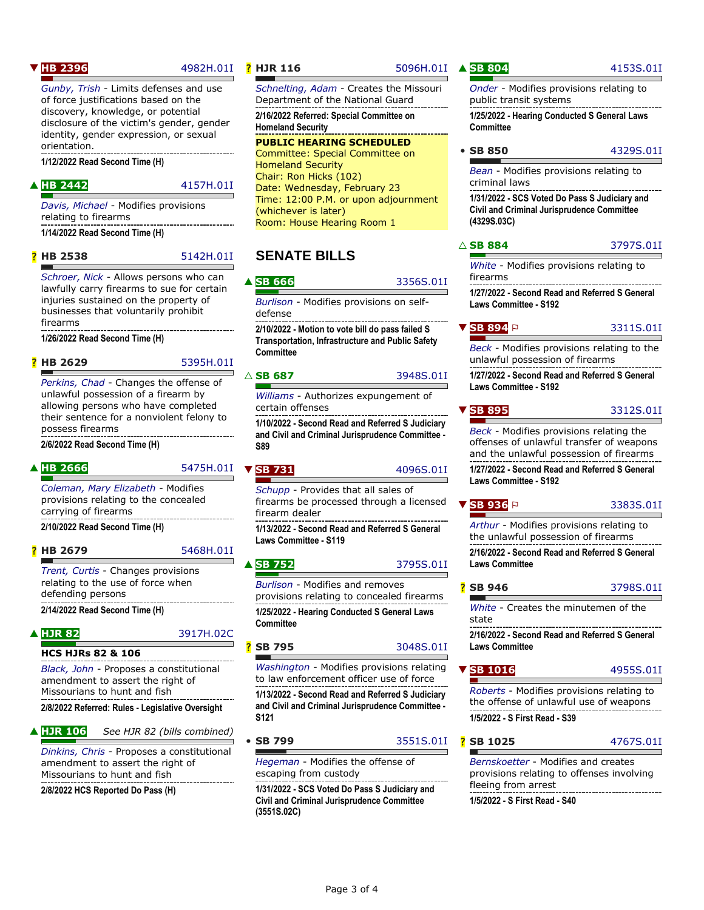▼ **HB 2396** 4982H.01I

*Gunby, Trish* - Limits defenses and use of force justifications based on the discovery, knowledge, or potential disclosure of the victim's gender, gender identity, gender expression, or sexual orientation.

**1/12/2022 Read Second Time (H)**

▲ **HB 2442** 4157H.01I

*Davis, Michael* - Modifies provisions relating to firearms

**1/14/2022 Read Second Time (H)**

? **HB 2538** 5142H.01I

*Schroer, Nick* - Allows persons who can lawfully carry firearms to sue for certain injuries sustained on the property of businesses that voluntarily prohibit firearms

**1/26/2022 Read Second Time (H)**

? **HB 2629** 5395H.01I

*Perkins, Chad* - Changes the offense of unlawful possession of a firearm by allowing persons who have completed their sentence for a nonviolent felony to possess firearms

**2/6/2022 Read Second Time (H)**

▲ **HB 2666** 5475H.01I

*Coleman, Mary Elizabeth* - Modifies provisions relating to the concealed carrying of firearms

**2/10/2022 Read Second Time (H)**

? **HB 2679** 5468H.01I

*Trent, Curtis* - Changes provisions relating to the use of force when defending persons

**2/14/2022 Read Second Time (H)**

▲ **HJR 82** 3917H.02C

**HCS HJRs 82 & 106**

*Black, John* - Proposes a constitutional amendment to assert the right of Missourians to hunt and fish

**2/8/2022 Referred: Rules - Legislative Oversight**

▲ **HJR 106** *See HJR 82 (bills combined)*

*Dinkins, Chris* - Proposes a constitutional amendment to assert the right of Missourians to hunt and fish

**2/8/2022 HCS Reported Do Pass (H)**

? **HJR 116** 5096H.01I

*Schnelting, Adam* - Creates the Missouri Department of the National Guard

**2/16/2022 Referred: Special Committee on Homeland Security**

**PUBLIC HEARING SCHEDULED**
Committee: Special Committee on Homeland Security
Chair: Ron Hicks (102)
Date: Wednesday, February 23
Time: 12:00 P.M. or upon adjournment (whichever is later)
Room: House Hearing Room 1

## SENATE BILLS

▲ **SB 666** 3356S.01I

*Burlison* - Modifies provisions on self-defense

**2/10/2022 - Motion to vote bill do pass failed S Transportation, Infrastructure and Public Safety Committee**

△ **SB 687** 3948S.01I

*Williams* - Authorizes expungement of certain offenses

**1/10/2022 - Second Read and Referred S Judiciary and Civil and Criminal Jurisprudence Committee - S89**

▼ **SB 731** 4096S.01I

*Schupp* - Provides that all sales of firearms be processed through a licensed firearm dealer

**1/13/2022 - Second Read and Referred S General Laws Committee - S119**

▲ **SB 752** 3795S.01I

*Burlison* - Modifies and removes provisions relating to concealed firearms

**1/25/2022 - Hearing Conducted S General Laws Committee**

? **SB 795** 3048S.01I

*Washington* - Modifies provisions relating to law enforcement officer use of force

**1/13/2022 - Second Read and Referred S Judiciary and Civil and Criminal Jurisprudence Committee - S121**

• **SB 799** 3551S.01I

*Hegeman* - Modifies the offense of escaping from custody

**1/31/2022 - SCS Voted Do Pass S Judiciary and Civil and Criminal Jurisprudence Committee (3551S.02C)**

▲ **SB 804** 4153S.01I

*Onder* - Modifies provisions relating to public transit systems

**1/25/2022 - Hearing Conducted S General Laws Committee**

• **SB 850** 4329S.01I

*Bean* - Modifies provisions relating to criminal laws

**1/31/2022 - SCS Voted Do Pass S Judiciary and Civil and Criminal Jurisprudence Committee (4329S.03C)**

△ **SB 884** 3797S.01I

*White* - Modifies provisions relating to firearms

**1/27/2022 - Second Read and Referred S General Laws Committee - S192**

▼ **SB 894** 3311S.01I

*Beck* - Modifies provisions relating to the unlawful possession of firearms

**1/27/2022 - Second Read and Referred S General Laws Committee - S192**

▼ **SB 895** 3312S.01I

*Beck* - Modifies provisions relating the offenses of unlawful transfer of weapons and the unlawful possession of firearms

**1/27/2022 - Second Read and Referred S General Laws Committee - S192**

▼ **SB 936** 3383S.01I

*Arthur* - Modifies provisions relating to the unlawful possession of firearms

**2/16/2022 - Second Read and Referred S General Laws Committee**

? **SB 946** 3798S.01I

*White* - Creates the minutemen of the state

**2/16/2022 - Second Read and Referred S General Laws Committee**

▼ **SB 1016** 4955S.01I

*Roberts* - Modifies provisions relating to the offense of unlawful use of weapons

**1/5/2022 - S First Read - S39**

? **SB 1025** 4767S.01I

*Bernskoetter* - Modifies and creates provisions relating to offenses involving fleeing from arrest

**1/5/2022 - S First Read - S40**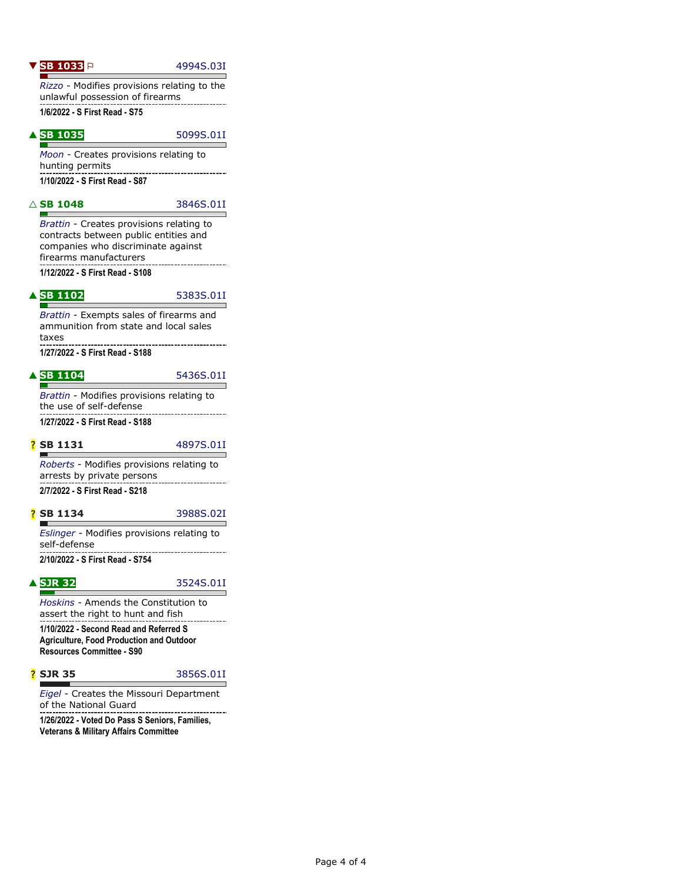▼ **SB 1033** ⚐ 4994S.03I

*Rizzo* - Modifies provisions relating to the unlawful possession of firearms

**1/6/2022 - S First Read - S75**

▲ **SB 1035** 5099S.01I

*Moon* - Creates provisions relating to hunting permits

**1/10/2022 - S First Read - S87**

△ **SB 1048** 3846S.01I

*Brattin* - Creates provisions relating to contracts between public entities and companies who discriminate against firearms manufacturers

**1/12/2022 - S First Read - S108**

▲ **SB 1102** 5383S.01I

*Brattin* - Exempts sales of firearms and ammunition from state and local sales taxes

**1/27/2022 - S First Read - S188**

▲ **SB 1104** 5436S.01I

*Brattin* - Modifies provisions relating to the use of self-defense

**1/27/2022 - S First Read - S188**

? **SB 1131** 4897S.01I

*Roberts* - Modifies provisions relating to arrests by private persons

**2/7/2022 - S First Read - S218**

? **SB 1134** 3988S.02I

*Eslinger* - Modifies provisions relating to self-defense

**2/10/2022 - S First Read - S754**

▲ **SJR 32** 3524S.01I

*Hoskins* - Amends the Constitution to assert the right to hunt and fish

**1/10/2022 - Second Read and Referred S Agriculture, Food Production and Outdoor Resources Committee - S90**

? **SJR 35** 3856S.01I

*Eigel* - Creates the Missouri Department of the National Guard

**1/26/2022 - Voted Do Pass S Seniors, Families, Veterans & Military Affairs Committee**